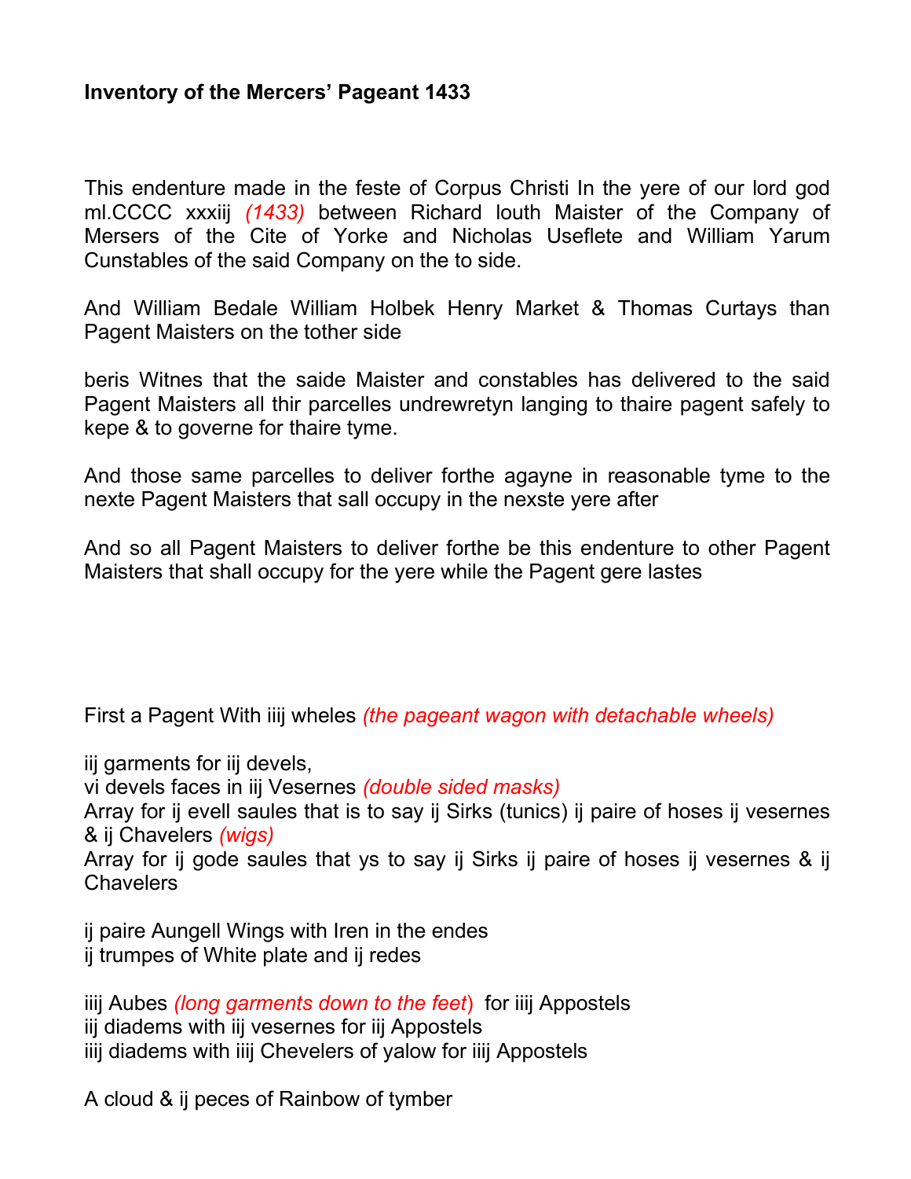**Inventory of the Mercers' Pageant 1433**

This endenture made in the feste of Corpus Christi In the yere of our lord god ml.CCCC xxxiij *(1433)* between Richard louth Maister of the Company of Mersers of the Cite of Yorke and Nicholas Useflete and William Yarum Cunstables of the said Company on the to side.

And William Bedale William Holbek Henry Market & Thomas Curtays than Pagent Maisters on the tother side

beris Witnes that the saide Maister and constables has delivered to the said Pagent Maisters all thir parcelles undrewretyn langing to thaire pagent safely to kepe & to governe for thaire tyme.

And those same parcelles to deliver forthe agayne in reasonable tyme to the nexte Pagent Maisters that sall occupy in the nexste yere after

And so all Pagent Maisters to deliver forthe be this endenture to other Pagent Maisters that shall occupy for the yere while the Pagent gere lastes

First a Pagent With iiij wheles *(the pageant wagon with detachable wheels)*

iij garments for iij devels,
vi devels faces in iij Vesernes *(double sided masks)*
Array for ij evell saules that is to say ij Sirks (tunics) ij paire of hoses ij vesernes & ij Chavelers *(wigs)*
Array for ij gode saules that ys to say ij Sirks ij paire of hoses ij vesernes & ij Chavelers

ij paire Aungell Wings with Iren in the endes
ij trumpes of White plate and ij redes

iiij Aubes *(long garments down to the feet)* for iiij Appostels
iij diadems with iij vesernes for iij Appostels
iiij diadems with iiij Chevelers of yalow for iiij Appostels

A cloud & ij peces of Rainbow of tymber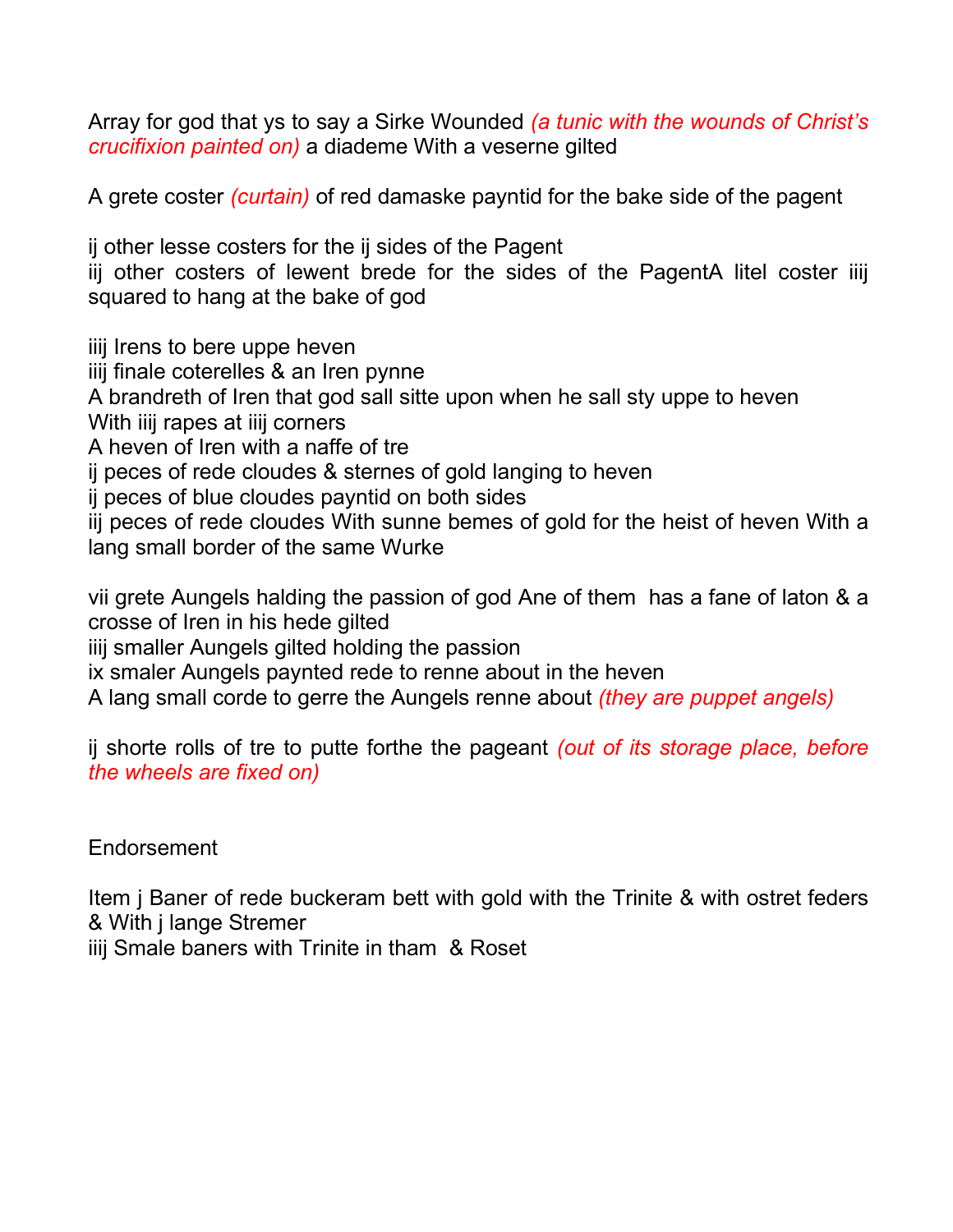Array for god that ys to say a Sirke Wounded *(a tunic with the wounds of Christ's crucifixion painted on)* a diademe With a veserne gilted

A grete coster *(curtain)* of red damaske payntid for the bake side of the pagent

ij other lesse costers for the ij sides of the Pagent
iij other costers of lewent brede for the sides of the PagentA litel coster iiij squared to hang at the bake of god

iiij Irens to bere uppe heven
iiij finale coterelles & an Iren pynne
A brandreth of Iren that god sall sitte upon when he sall sty uppe to heven
With iiij rapes at iiij corners
A heven of Iren with a naffe of tre
ij peces of rede cloudes & sternes of gold langing to heven
ij peces of blue cloudes payntid on both sides
iij peces of rede cloudes With sunne bemes of gold for the heist of heven With a lang small border of the same Wurke

vii grete Aungels halding the passion of god Ane of them has a fane of laton & a crosse of Iren in his hede gilted
iiij smaller Aungels gilted holding the passion
ix smaler Aungels paynted rede to renne about in the heven
A lang small corde to gerre the Aungels renne about *(they are puppet angels)*

ij shorte rolls of tre to putte forthe the pageant *(out of its storage place, before the wheels are fixed on)*

Endorsement

Item j Baner of rede buckeram bett with gold with the Trinite & with ostret feders & With j lange Stremer
iiij Smale baners with Trinite in tham & Roset